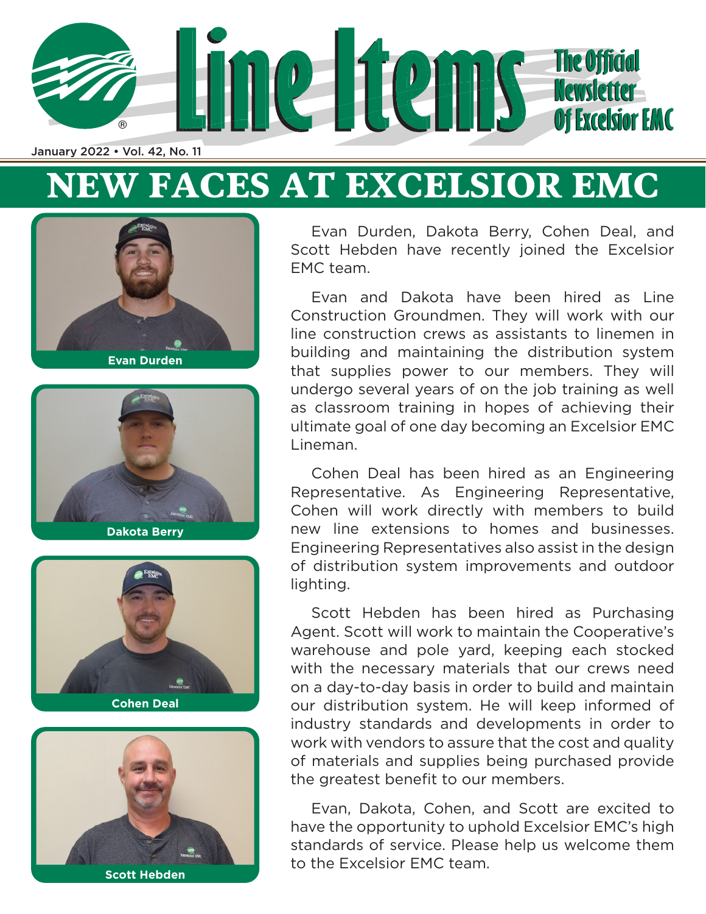# Line Items

The Official Newsletter Of Excelsior EMC

January 2022 • Vol. 42, No. 11

## NEW FACES AT EXCELSIOR EMC

Evan Durden

Dakota Berry

Cohen Deal

Scott Hebden

Evan Durden, Dakota Berry, Cohen Deal, and Scott Hebden have recently joined the Excelsior EMC team.

Evan and Dakota have been hired as Line Construction Groundmen. They will work with our line construction crews as assistants to linemen in building and maintaining the distribution system that supplies power to our members. They will undergo several years of on the job training as well as classroom training in hopes of achieving their ultimate goal of one day becoming an Excelsior EMC Lineman.

Cohen Deal has been hired as an Engineering Representative. As Engineering Representative, Cohen will work directly with members to build new line extensions to homes and businesses. Engineering Representatives also assist in the design of distribution system improvements and outdoor lighting.

Scott Hebden has been hired as Purchasing Agent. Scott will work to maintain the Cooperative's warehouse and pole yard, keeping each stocked with the necessary materials that our crews need on a day-to-day basis in order to build and maintain our distribution system. He will keep informed of industry standards and developments in order to work with vendors to assure that the cost and quality of materials and supplies being purchased provide the greatest benefit to our members.

Evan, Dakota, Cohen, and Scott are excited to have the opportunity to uphold Excelsior EMC's high standards of service. Please help us welcome them to the Excelsior EMC team.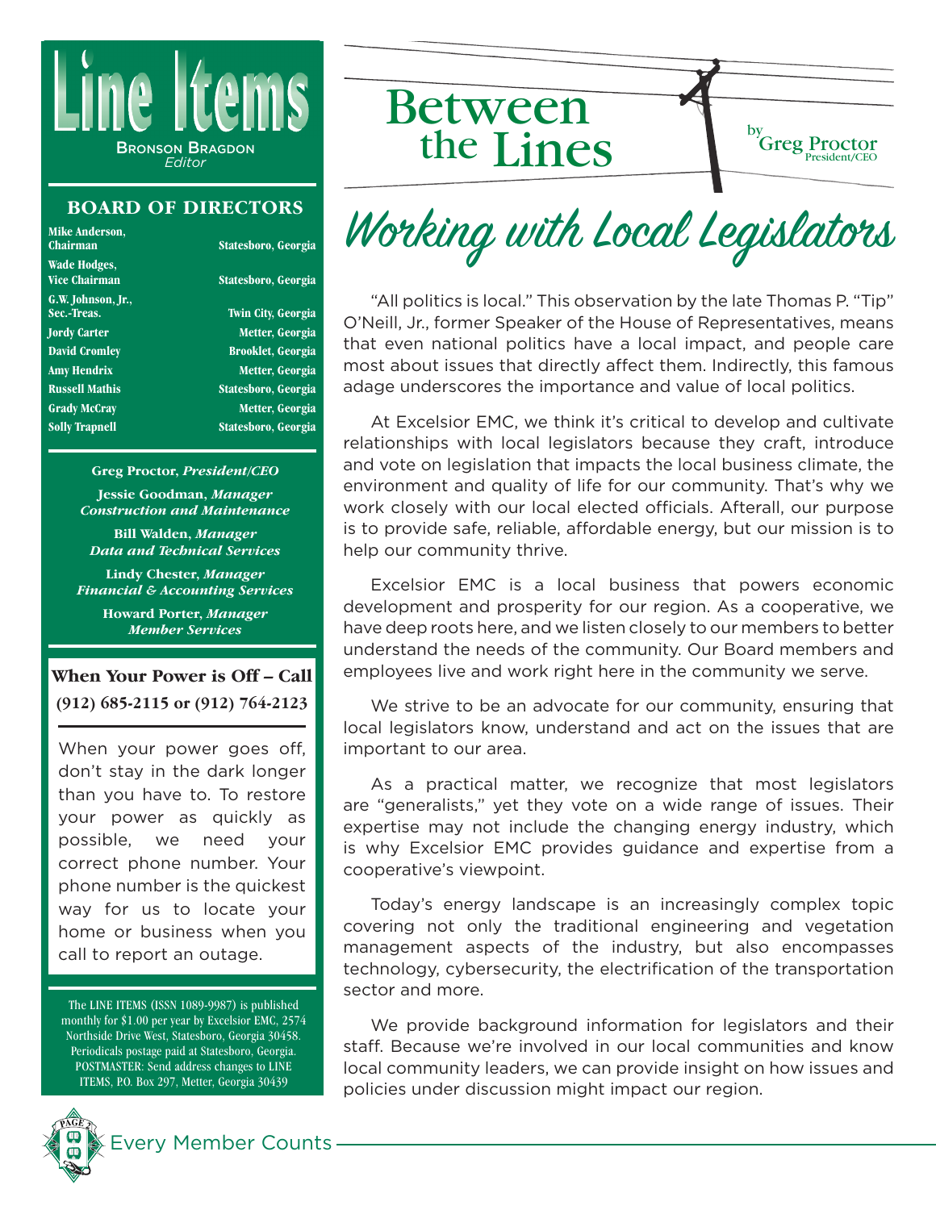# Line Items

BRONSON BRAGDON
*Editor*

## BOARD OF DIRECTORS

| | |
|---|---|
| **Mike Anderson, Chairman** | Statesboro, Georgia |
| **Wade Hodges, Vice Chairman** | Statesboro, Georgia |
| **G.W. Johnson, Jr., Sec.-Treas.** | Twin City, Georgia |
| **Jordy Carter** | Metter, Georgia |
| **David Cromley** | Brooklet, Georgia |
| **Amy Hendrix** | Metter, Georgia |
| **Russell Mathis** | Statesboro, Georgia |
| **Grady McCray** | Metter, Georgia |
| **Solly Trapnell** | Statesboro, Georgia |

**Greg Proctor,** ***President/CEO***

**Jessie Goodman,** ***Manager Construction and Maintenance***

**Bill Walden,** ***Manager Data and Technical Services***

**Lindy Chester,** ***Manager Financial & Accounting Services***

**Howard Porter,** ***Manager Member Services***

### When Your Power is Off – Call (912) 685-2115 or (912) 764-2123

When your power goes off, don't stay in the dark longer than you have to. To restore your power as quickly as possible, we need your correct phone number. Your phone number is the quickest way for us to locate your home or business when you call to report an outage.

The LINE ITEMS (ISSN 1089-9987) is published monthly for $1.00 per year by Excelsior EMC, 2574 Northside Drive West, Statesboro, Georgia 30458. Periodicals postage paid at Statesboro, Georgia. POSTMASTER: Send address changes to LINE ITEMS, P.O. Box 297, Metter, Georgia 30439

# Between the Lines

by Greg Proctor
President/CEO

## Working with Local Legislators

"All politics is local." This observation by the late Thomas P. "Tip" O'Neill, Jr., former Speaker of the House of Representatives, means that even national politics have a local impact, and people care most about issues that directly affect them. Indirectly, this famous adage underscores the importance and value of local politics.

At Excelsior EMC, we think it's critical to develop and cultivate relationships with local legislators because they craft, introduce and vote on legislation that impacts the local business climate, the environment and quality of life for our community. That's why we work closely with our local elected officials. Afterall, our purpose is to provide safe, reliable, affordable energy, but our mission is to help our community thrive.

Excelsior EMC is a local business that powers economic development and prosperity for our region. As a cooperative, we have deep roots here, and we listen closely to our members to better understand the needs of the community. Our Board members and employees live and work right here in the community we serve.

We strive to be an advocate for our community, ensuring that local legislators know, understand and act on the issues that are important to our area.

As a practical matter, we recognize that most legislators are "generalists," yet they vote on a wide range of issues. Their expertise may not include the changing energy industry, which is why Excelsior EMC provides guidance and expertise from a cooperative's viewpoint.

Today's energy landscape is an increasingly complex topic covering not only the traditional engineering and vegetation management aspects of the industry, but also encompasses technology, cybersecurity, the electrification of the transportation sector and more.

We provide background information for legislators and their staff. Because we're involved in our local communities and know local community leaders, we can provide insight on how issues and policies under discussion might impact our region.

Every Member Counts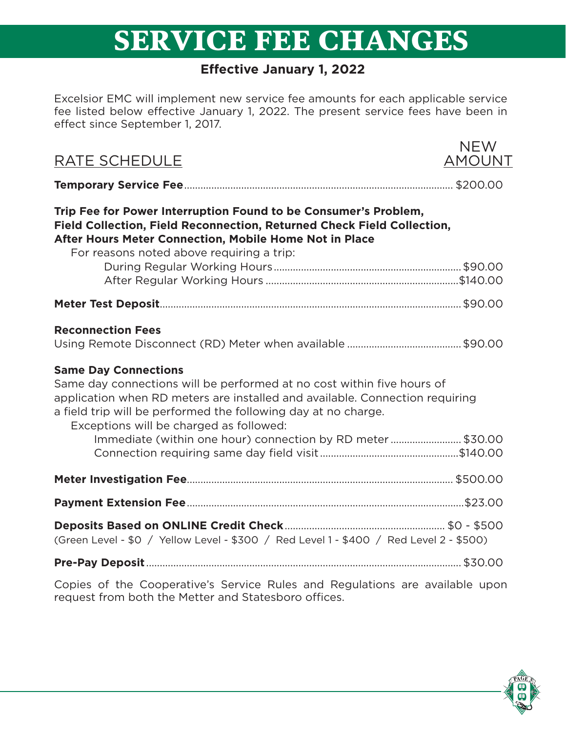# SERVICE FEE CHANGES

**Effective January 1, 2022**

Excelsior EMC will implement new service fee amounts for each applicable service fee listed below effective January 1, 2022. The present service fees have been in effect since September 1, 2017.

| RATE SCHEDULE | NEW AMOUNT |
|---|---|
| **Temporary Service Fee** | $200.00 |
| **Trip Fee for Power Interruption Found to be Consumer's Problem, Field Collection, Field Reconnection, Returned Check Field Collection, After Hours Meter Connection, Mobile Home Not in Place** | |
| For reasons noted above requiring a trip: | |
| During Regular Working Hours | $90.00 |
| After Regular Working Hours | $140.00 |
| **Meter Test Deposit** | $90.00 |
| **Reconnection Fees** | |
| Using Remote Disconnect (RD) Meter when available | $90.00 |

**Same Day Connections**

Same day connections will be performed at no cost within five hours of application when RD meters are installed and available. Connection requiring a field trip will be performed the following day at no charge.

| Exceptions will be charged as followed: | |
|---|---|
| Immediate (within one hour) connection by RD meter | $30.00 |
| Connection requiring same day field visit | $140.00 |
| **Meter Investigation Fee** | $500.00 |
| **Payment Extension Fee** | $23.00 |
| **Deposits Based on ONLINE Credit Check** | $0 - $500 |
| (Green Level - $0 / Yellow Level - $300 / Red Level 1 - $400 / Red Level 2 - $500) | |
| **Pre-Pay Deposit** | $30.00 |

Copies of the Cooperative's Service Rules and Regulations are available upon request from both the Metter and Statesboro offices.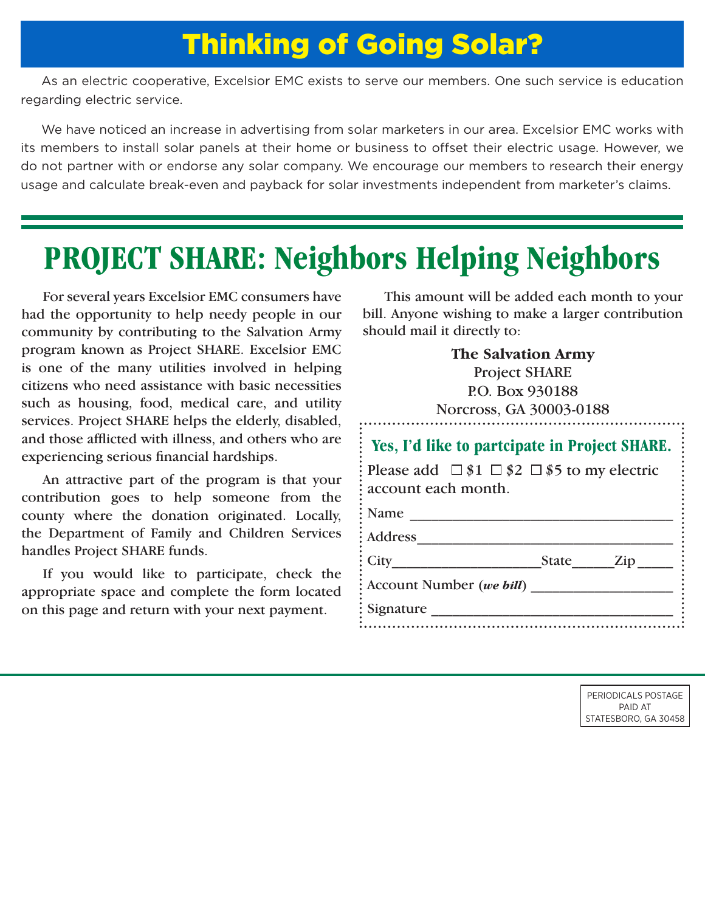# Thinking of Going Solar?

As an electric cooperative, Excelsior EMC exists to serve our members. One such service is education regarding electric service.

We have noticed an increase in advertising from solar marketers in our area. Excelsior EMC works with its members to install solar panels at their home or business to offset their electric usage. However, we do not partner with or endorse any solar company. We encourage our members to research their energy usage and calculate break-even and payback for solar investments independent from marketer's claims.

# PROJECT SHARE: Neighbors Helping Neighbors

For several years Excelsior EMC consumers have had the opportunity to help needy people in our community by contributing to the Salvation Army program known as Project SHARE. Excelsior EMC is one of the many utilities involved in helping citizens who need assistance with basic necessities such as housing, food, medical care, and utility services. Project SHARE helps the elderly, disabled, and those afflicted with illness, and others who are experiencing serious financial hardships.

An attractive part of the program is that your contribution goes to help someone from the county where the donation originated. Locally, the Department of Family and Children Services handles Project SHARE funds.

If you would like to participate, check the appropriate space and complete the form located on this page and return with your next payment.

This amount will be added each month to your bill. Anyone wishing to make a larger contribution should mail it directly to:

**The Salvation Army**
Project SHARE
P.O. Box 930188
Norcross, GA 30003-0188

### Yes, I'd like to partcipate in Project SHARE.

Please add ☐ $1 ☐ $2 ☐ $5 to my electric account each month.

Name ___________________________________

Address_________________________________

City____________________State______Zip_____

Account Number (***we bill***) ___________________

Signature ________________________________

PERIODICALS POSTAGE PAID AT STATESBORO, GA 30458